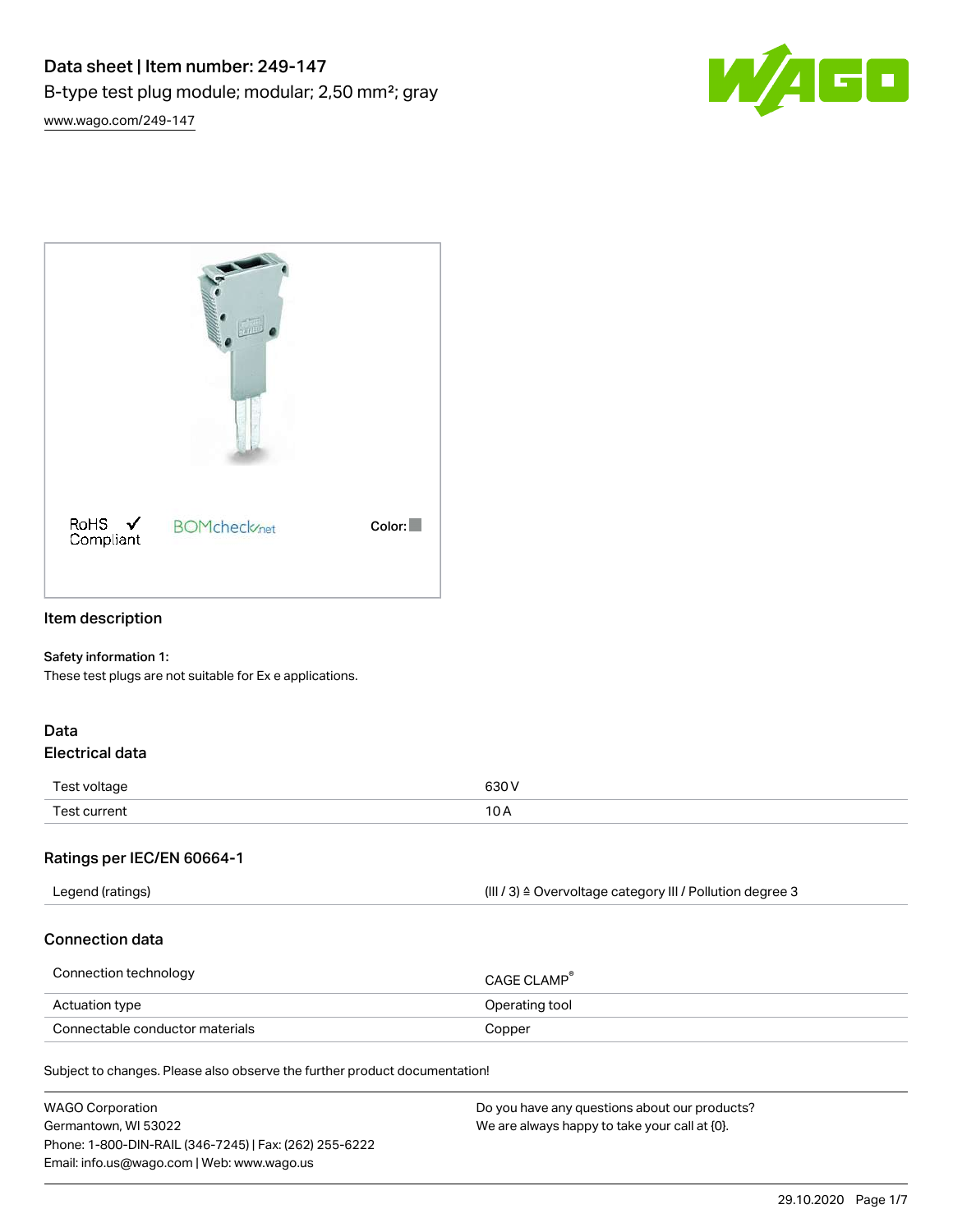# Data sheet | Item number: 249-147

B-type test plug module; modular; 2,50 mm²; gray

www.wago.com/249-147

RoHS ✓ Compliant

BOMcheck.net

Color:

## Item description

**Safety information 1:**

These test plugs are not suitable for Ex e applications.

## Data

### Electrical data

| | |
|---|---|
| Test voltage | 630 V |
| Test current | 10 A |

### Ratings per IEC/EN 60664-1

| | |
|---|---|
| Legend (ratings) | (III / 3) ≙ Overvoltage category III / Pollution degree 3 |

### Connection data

| | |
|---|---|
| Connection technology | CAGE CLAMP® |
| Actuation type | Operating tool |
| Connectable conductor materials | Copper |

Subject to changes. Please also observe the further product documentation!

WAGO Corporation
Germantown, WI 53022
Phone: 1-800-DIN-RAIL (346-7245) | Fax: (262) 255-6222
Email: info.us@wago.com | Web: www.wago.us

Do you have any questions about our products?
We are always happy to take your call at {0}.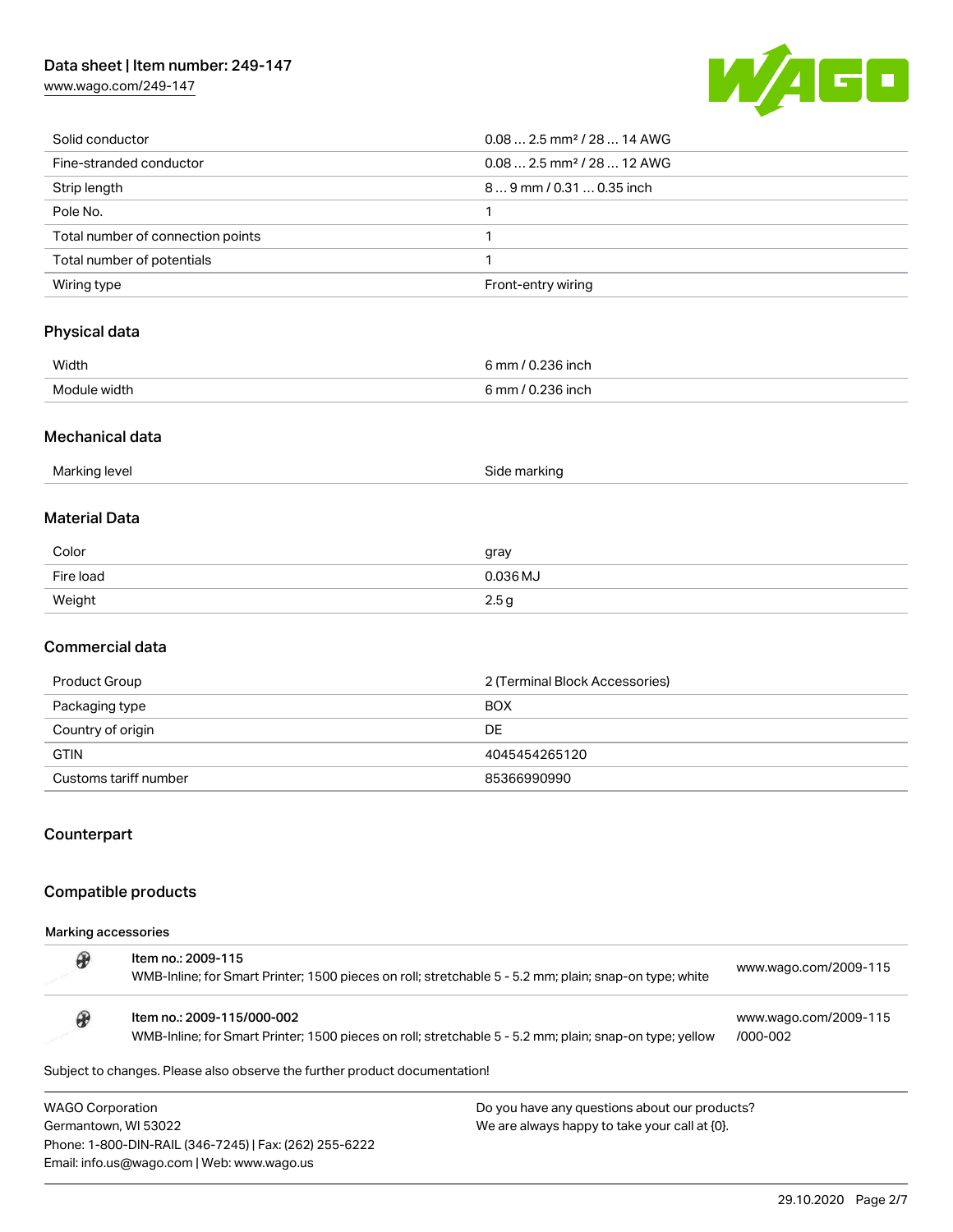| | |
|---|---|
| Solid conductor | 0.08 … 2.5 mm² / 28 … 14 AWG |
| Fine-stranded conductor | 0.08 … 2.5 mm² / 28 … 12 AWG |
| Strip length | 8 … 9 mm / 0.31 … 0.35 inch |
| Pole No. | 1 |
| Total number of connection points | 1 |
| Total number of potentials | 1 |
| Wiring type | Front-entry wiring |

## Physical data

| | |
|---|---|
| Width | 6 mm / 0.236 inch |
| Module width | 6 mm / 0.236 inch |

## Mechanical data

| | |
|---|---|
| Marking level | Side marking |

## Material Data

| | |
|---|---|
| Color | gray |
| Fire load | 0.036 MJ |
| Weight | 2.5 g |

## Commercial data

| | |
|---|---|
| Product Group | 2 (Terminal Block Accessories) |
| Packaging type | BOX |
| Country of origin | DE |
| GTIN | 4045454265120 |
| Customs tariff number | 85366990990 |

## Counterpart

## Compatible products

### Marking accessories

| Item | URL |
|---|---|
| **Item no.: 2009-115**<br>WMB-Inline; for Smart Printer; 1500 pieces on roll; stretchable 5 - 5.2 mm; plain; snap-on type; white | www.wago.com/2009-115 |
| **Item no.: 2009-115/000-002**<br>WMB-Inline; for Smart Printer; 1500 pieces on roll; stretchable 5 - 5.2 mm; plain; snap-on type; yellow | www.wago.com/2009-115/000-002 |

Subject to changes. Please also observe the further product documentation!

WAGO Corporation
Germantown, WI 53022
Phone: 1-800-DIN-RAIL (346-7245) | Fax: (262) 255-6222
Email: info.us@wago.com | Web: www.wago.us

Do you have any questions about our products?
We are always happy to take your call at {0}.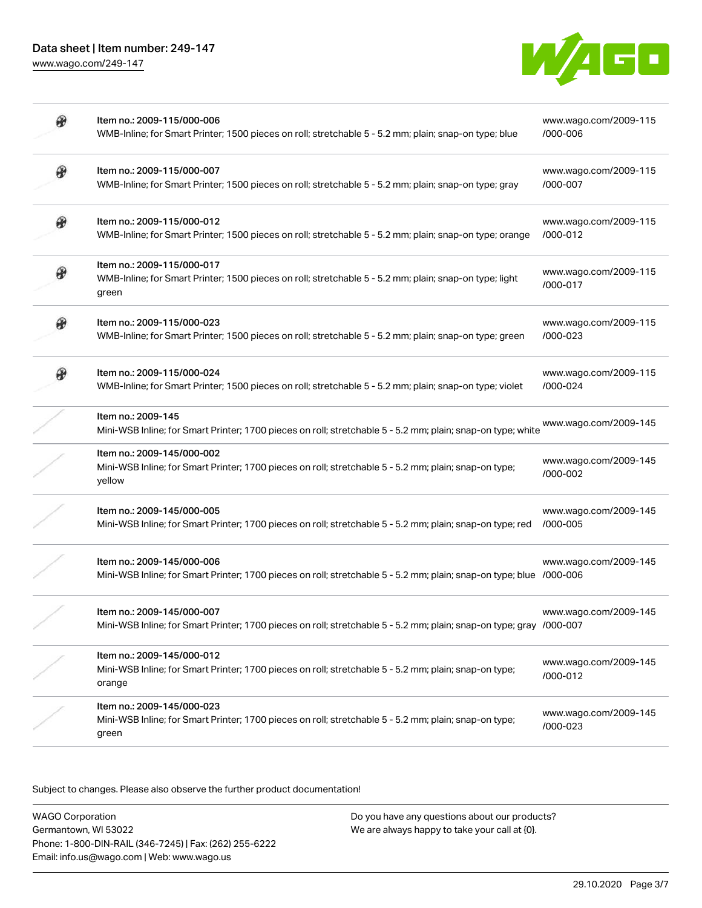| | | |
|---|---|---|
| | Item no.: 2009-115/000-006<br>WMB-Inline; for Smart Printer; 1500 pieces on roll; stretchable 5 - 5.2 mm; plain; snap-on type; blue | www.wago.com/2009-115/000-006 |
| | Item no.: 2009-115/000-007<br>WMB-Inline; for Smart Printer; 1500 pieces on roll; stretchable 5 - 5.2 mm; plain; snap-on type; gray | www.wago.com/2009-115/000-007 |
| | Item no.: 2009-115/000-012<br>WMB-Inline; for Smart Printer; 1500 pieces on roll; stretchable 5 - 5.2 mm; plain; snap-on type; orange | www.wago.com/2009-115/000-012 |
| | Item no.: 2009-115/000-017<br>WMB-Inline; for Smart Printer; 1500 pieces on roll; stretchable 5 - 5.2 mm; plain; snap-on type; light green | www.wago.com/2009-115/000-017 |
| | Item no.: 2009-115/000-023<br>WMB-Inline; for Smart Printer; 1500 pieces on roll; stretchable 5 - 5.2 mm; plain; snap-on type; green | www.wago.com/2009-115/000-023 |
| | Item no.: 2009-115/000-024<br>WMB-Inline; for Smart Printer; 1500 pieces on roll; stretchable 5 - 5.2 mm; plain; snap-on type; violet | www.wago.com/2009-115/000-024 |
| | Item no.: 2009-145<br>Mini-WSB Inline; for Smart Printer; 1700 pieces on roll; stretchable 5 - 5.2 mm; plain; snap-on type; white | www.wago.com/2009-145 |
| | Item no.: 2009-145/000-002<br>Mini-WSB Inline; for Smart Printer; 1700 pieces on roll; stretchable 5 - 5.2 mm; plain; snap-on type; yellow | www.wago.com/2009-145/000-002 |
| | Item no.: 2009-145/000-005<br>Mini-WSB Inline; for Smart Printer; 1700 pieces on roll; stretchable 5 - 5.2 mm; plain; snap-on type; red | www.wago.com/2009-145/000-005 |
| | Item no.: 2009-145/000-006<br>Mini-WSB Inline; for Smart Printer; 1700 pieces on roll; stretchable 5 - 5.2 mm; plain; snap-on type; blue | www.wago.com/2009-145/000-006 |
| | Item no.: 2009-145/000-007<br>Mini-WSB Inline; for Smart Printer; 1700 pieces on roll; stretchable 5 - 5.2 mm; plain; snap-on type; gray | www.wago.com/2009-145/000-007 |
| | Item no.: 2009-145/000-012<br>Mini-WSB Inline; for Smart Printer; 1700 pieces on roll; stretchable 5 - 5.2 mm; plain; snap-on type; orange | www.wago.com/2009-145/000-012 |
| | Item no.: 2009-145/000-023<br>Mini-WSB Inline; for Smart Printer; 1700 pieces on roll; stretchable 5 - 5.2 mm; plain; snap-on type; green | www.wago.com/2009-145/000-023 |

Subject to changes. Please also observe the further product documentation!

WAGO Corporation
Germantown, WI 53022
Phone: 1-800-DIN-RAIL (346-7245) | Fax: (262) 255-6222
Email: info.us@wago.com | Web: www.wago.us

Do you have any questions about our products?
We are always happy to take your call at {0}.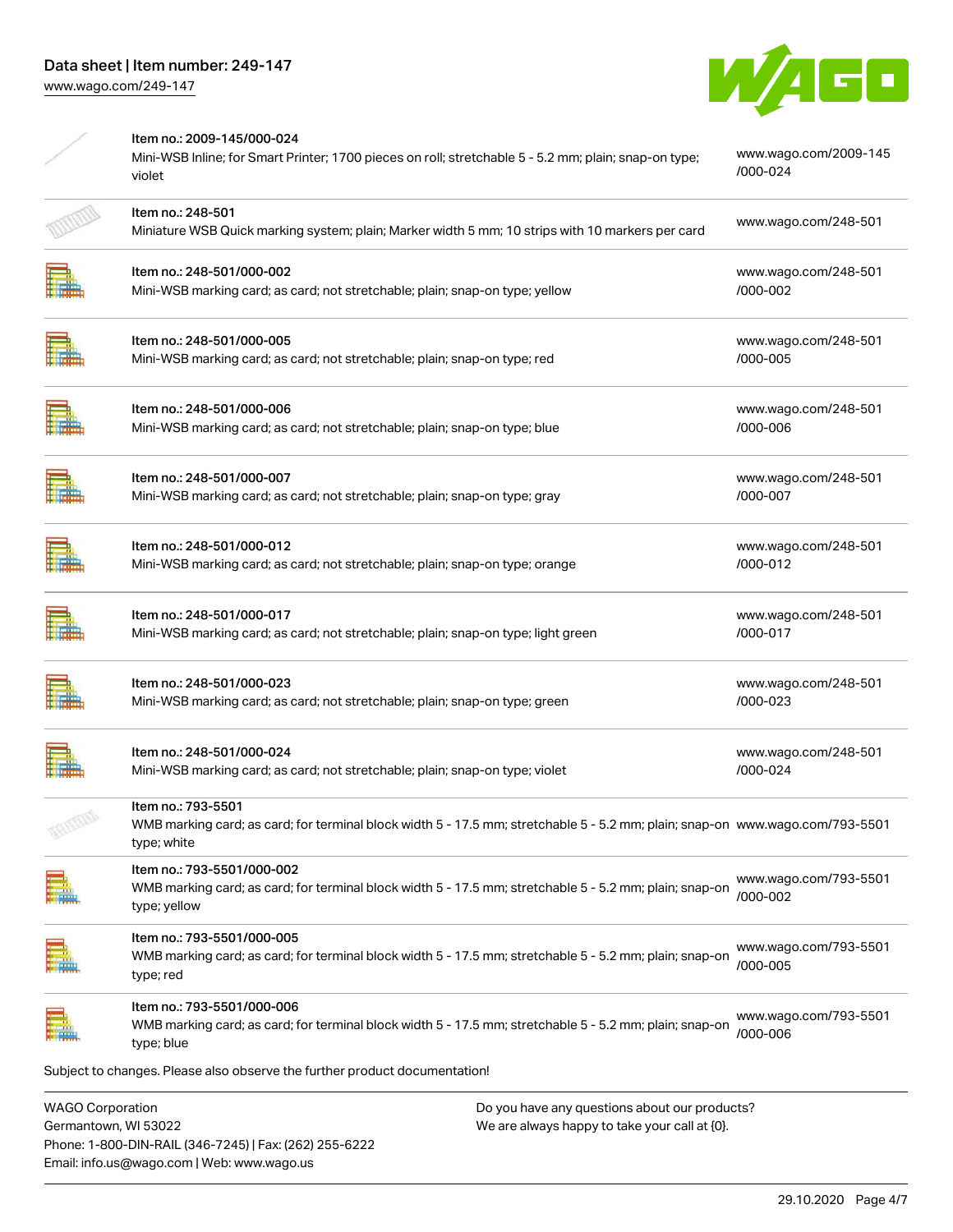| | | |
|---|---|---|
| | Item no.: 2009-145/000-024<br>Mini-WSB Inline; for Smart Printer; 1700 pieces on roll; stretchable 5 - 5.2 mm; plain; snap-on type; violet | www.wago.com/2009-145/000-024 |
| | Item no.: 248-501<br>Miniature WSB Quick marking system; plain; Marker width 5 mm; 10 strips with 10 markers per card | www.wago.com/248-501 |
| | Item no.: 248-501/000-002<br>Mini-WSB marking card; as card; not stretchable; plain; snap-on type; yellow | www.wago.com/248-501/000-002 |
| | Item no.: 248-501/000-005<br>Mini-WSB marking card; as card; not stretchable; plain; snap-on type; red | www.wago.com/248-501/000-005 |
| | Item no.: 248-501/000-006<br>Mini-WSB marking card; as card; not stretchable; plain; snap-on type; blue | www.wago.com/248-501/000-006 |
| | Item no.: 248-501/000-007<br>Mini-WSB marking card; as card; not stretchable; plain; snap-on type; gray | www.wago.com/248-501/000-007 |
| | Item no.: 248-501/000-012<br>Mini-WSB marking card; as card; not stretchable; plain; snap-on type; orange | www.wago.com/248-501/000-012 |
| | Item no.: 248-501/000-017<br>Mini-WSB marking card; as card; not stretchable; plain; snap-on type; light green | www.wago.com/248-501/000-017 |
| | Item no.: 248-501/000-023<br>Mini-WSB marking card; as card; not stretchable; plain; snap-on type; green | www.wago.com/248-501/000-023 |
| | Item no.: 248-501/000-024<br>Mini-WSB marking card; as card; not stretchable; plain; snap-on type; violet | www.wago.com/248-501/000-024 |
| | Item no.: 793-5501<br>WMB marking card; as card; for terminal block width 5 - 17.5 mm; stretchable 5 - 5.2 mm; plain; snap-on type; white | www.wago.com/793-5501 |
| | Item no.: 793-5501/000-002<br>WMB marking card; as card; for terminal block width 5 - 17.5 mm; stretchable 5 - 5.2 mm; plain; snap-on type; yellow | www.wago.com/793-5501/000-002 |
| | Item no.: 793-5501/000-005<br>WMB marking card; as card; for terminal block width 5 - 17.5 mm; stretchable 5 - 5.2 mm; plain; snap-on type; red | www.wago.com/793-5501/000-005 |
| | Item no.: 793-5501/000-006<br>WMB marking card; as card; for terminal block width 5 - 17.5 mm; stretchable 5 - 5.2 mm; plain; snap-on type; blue | www.wago.com/793-5501/000-006 |

Subject to changes. Please also observe the further product documentation!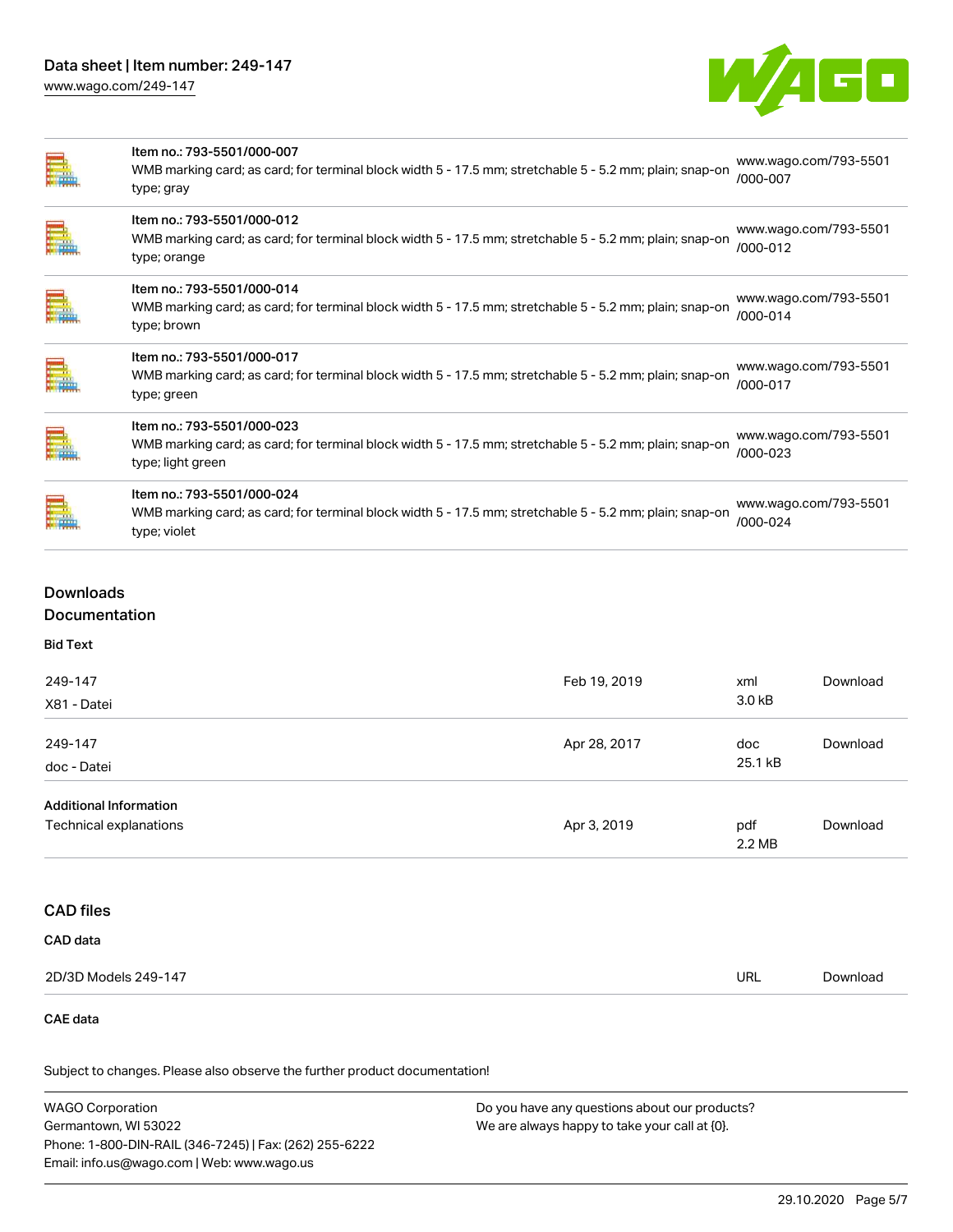| Item | Description | Link |
| --- | --- | --- |
| Item no.: 793-5501/000-007 | WMB marking card; as card; for terminal block width 5 - 17.5 mm; stretchable 5 - 5.2 mm; plain; snap-on type; gray | www.wago.com/793-5501/000-007 |
| Item no.: 793-5501/000-012 | WMB marking card; as card; for terminal block width 5 - 17.5 mm; stretchable 5 - 5.2 mm; plain; snap-on type; orange | www.wago.com/793-5501/000-012 |
| Item no.: 793-5501/000-014 | WMB marking card; as card; for terminal block width 5 - 17.5 mm; stretchable 5 - 5.2 mm; plain; snap-on type; brown | www.wago.com/793-5501/000-014 |
| Item no.: 793-5501/000-017 | WMB marking card; as card; for terminal block width 5 - 17.5 mm; stretchable 5 - 5.2 mm; plain; snap-on type; green | www.wago.com/793-5501/000-017 |
| Item no.: 793-5501/000-023 | WMB marking card; as card; for terminal block width 5 - 17.5 mm; stretchable 5 - 5.2 mm; plain; snap-on type; light green | www.wago.com/793-5501/000-023 |
| Item no.: 793-5501/000-024 | WMB marking card; as card; for terminal block width 5 - 17.5 mm; stretchable 5 - 5.2 mm; plain; snap-on type; violet | www.wago.com/793-5501/000-024 |

## Downloads

### Documentation

**Bid Text**

| | Date | Format | |
| --- | --- | --- | --- |
| 249-147<br>X81 - Datei | Feb 19, 2019 | xml<br>3.0 kB | Download |
| 249-147<br>doc - Datei | Apr 28, 2017 | doc<br>25.1 kB | Download |

**Additional Information**

| | Date | Format | |
| --- | --- | --- | --- |
| Technical explanations | Apr 3, 2019 | pdf<br>2.2 MB | Download |

### CAD files

**CAD data**

| | Format | |
| --- | --- | --- |
| 2D/3D Models 249-147 | URL | Download |

**CAE data**

Subject to changes. Please also observe the further product documentation!

WAGO Corporation
Germantown, WI 53022
Phone: 1-800-DIN-RAIL (346-7245) | Fax: (262) 255-6222
Email: info.us@wago.com | Web: www.wago.us

Do you have any questions about our products?
We are always happy to take your call at {0}.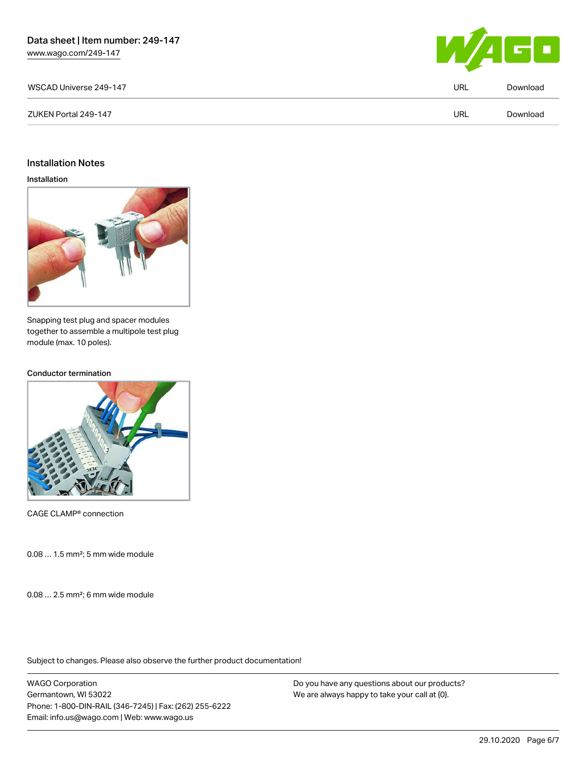| WSCAD Universe 249-147 | URL | Download |
| --- | --- | --- |
| ZUKEN Portal 249-147 | URL | Download |

## Installation Notes

### Installation

Snapping test plug and spacer modules together to assemble a multipole test plug module (max. 10 poles).

### Conductor termination

CAGE CLAMP® connection

0.08 … 1.5 mm²; 5 mm wide module

0.08 … 2.5 mm²; 6 mm wide module

Subject to changes. Please also observe the further product documentation!

WAGO Corporation
Germantown, WI 53022
Phone: 1-800-DIN-RAIL (346-7245) | Fax: (262) 255-6222
Email: info.us@wago.com | Web: www.wago.us

Do you have any questions about our products?
We are always happy to take your call at {0}.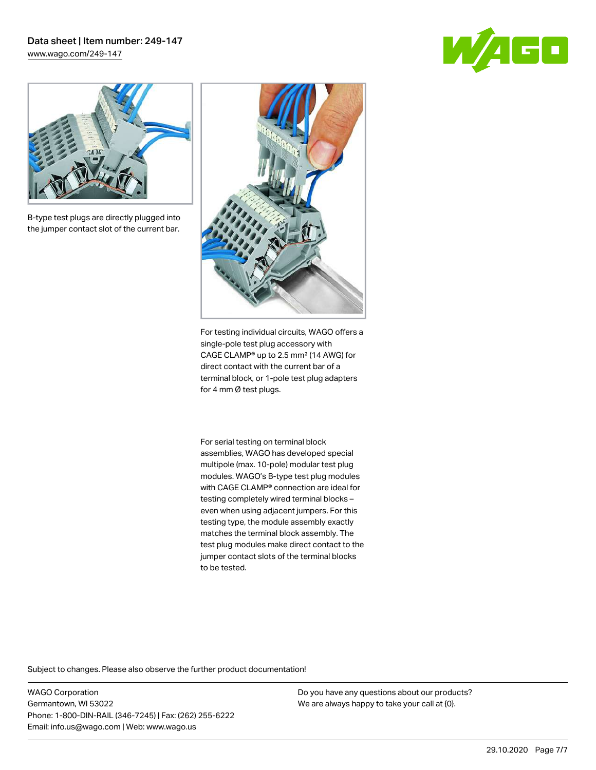B-type test plugs are directly plugged into the jumper contact slot of the current bar.

For testing individual circuits, WAGO offers a single-pole test plug accessory with CAGE CLAMP® up to 2.5 mm² (14 AWG) for direct contact with the current bar of a terminal block, or 1-pole test plug adapters for 4 mm Ø test plugs.

For serial testing on terminal block assemblies, WAGO has developed special multipole (max. 10-pole) modular test plug modules. WAGO's B-type test plug modules with CAGE CLAMP® connection are ideal for testing completely wired terminal blocks – even when using adjacent jumpers. For this testing type, the module assembly exactly matches the terminal block assembly. The test plug modules make direct contact to the jumper contact slots of the terminal blocks to be tested.

Subject to changes. Please also observe the further product documentation!

WAGO Corporation
Germantown, WI 53022
Phone: 1-800-DIN-RAIL (346-7245) | Fax: (262) 255-6222
Email: info.us@wago.com | Web: www.wago.us

Do you have any questions about our products?
We are always happy to take your call at {0}.